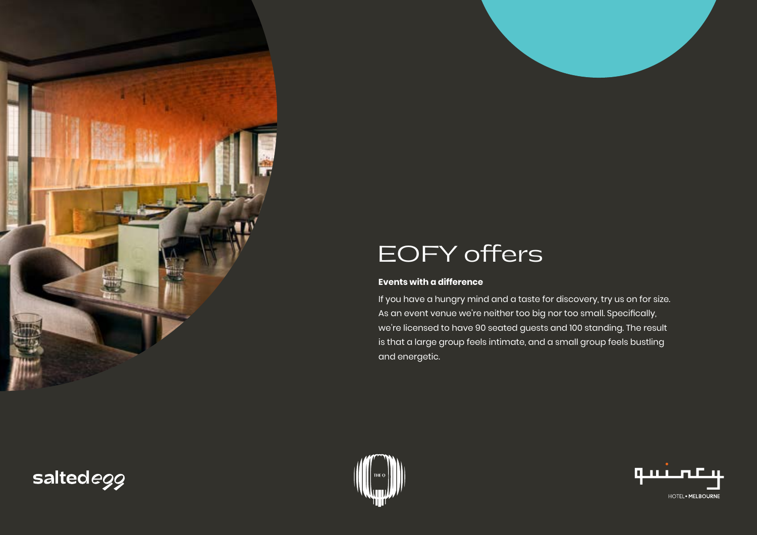# EOFY offers

**Events with a difference**

If you have a hungry mind and a taste for discovery, try us on for size. As an event venue we're neither too big nor too small. Specifically, we're licensed to have 90 seated guests and 100 standing. The result is that a large group feels intimate, and a small group feels bustling and energetic.

saltedegg

THE Q

quincy HOTEL • MELBOURNE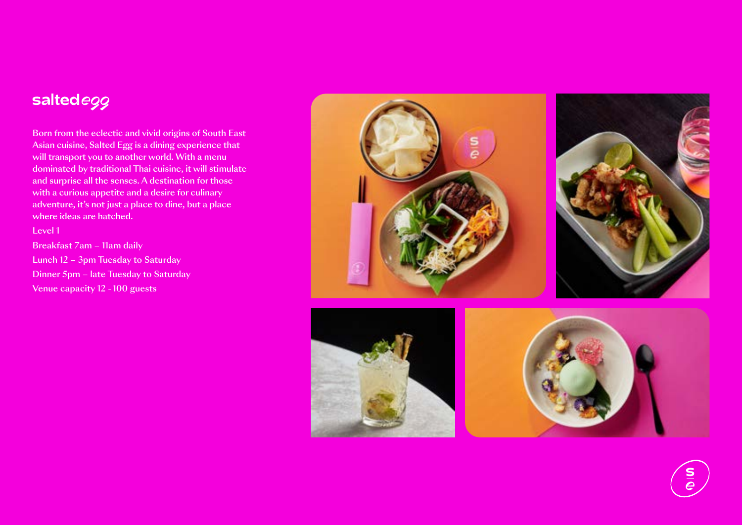# saltedegg

Born from the eclectic and vivid origins of South East Asian cuisine, Salted Egg is a dining experience that will transport you to another world. With a menu dominated by traditional Thai cuisine, it will stimulate and surprise all the senses. A destination for those with a curious appetite and a desire for culinary adventure, it's not just a place to dine, but a place where ideas are hatched.

Level 1

Breakfast 7am – 11am daily

Lunch 12 – 3pm Tuesday to Saturday

Dinner 5pm – late Tuesday to Saturday

Venue capacity 12 - 100 guests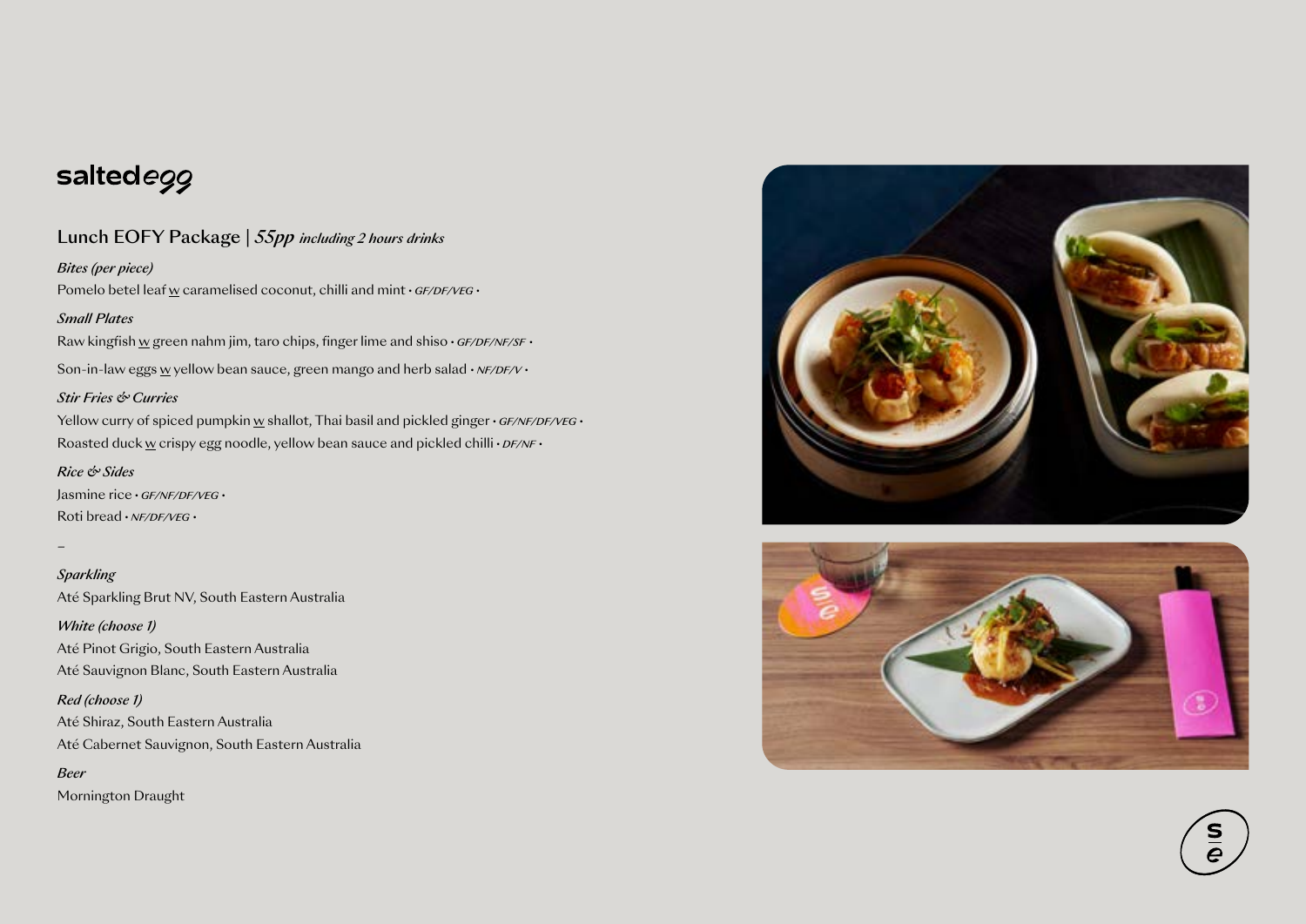# saltedegg

## Lunch EOFY Package | *55pp including 2 hours drinks*

***Bites (per piece)***

Pomelo betel leaf w caramelised coconut, chilli and mint • *GF/DF/VEG* •

***Small Plates***

Raw kingfish w green nahm jim, taro chips, finger lime and shiso • *GF/DF/NF/SF* •

Son-in-law eggs w yellow bean sauce, green mango and herb salad • *NF/DF/V* •

***Stir Fries & Curries***

Yellow curry of spiced pumpkin w shallot, Thai basil and pickled ginger • *GF/NF/DF/VEG* •

Roasted duck w crispy egg noodle, yellow bean sauce and pickled chilli • *DF/NF* •

***Rice & Sides***

Jasmine rice • *GF/NF/DF/VEG* •

Roti bread • *NF/DF/VEG* •

–

***Sparkling***

Até Sparkling Brut NV, South Eastern Australia

***White (choose 1)***

Até Pinot Grigio, South Eastern Australia

Até Sauvignon Blanc, South Eastern Australia

***Red (choose 1)***

Até Shiraz, South Eastern Australia

Até Cabernet Sauvignon, South Eastern Australia

***Beer***

Mornington Draught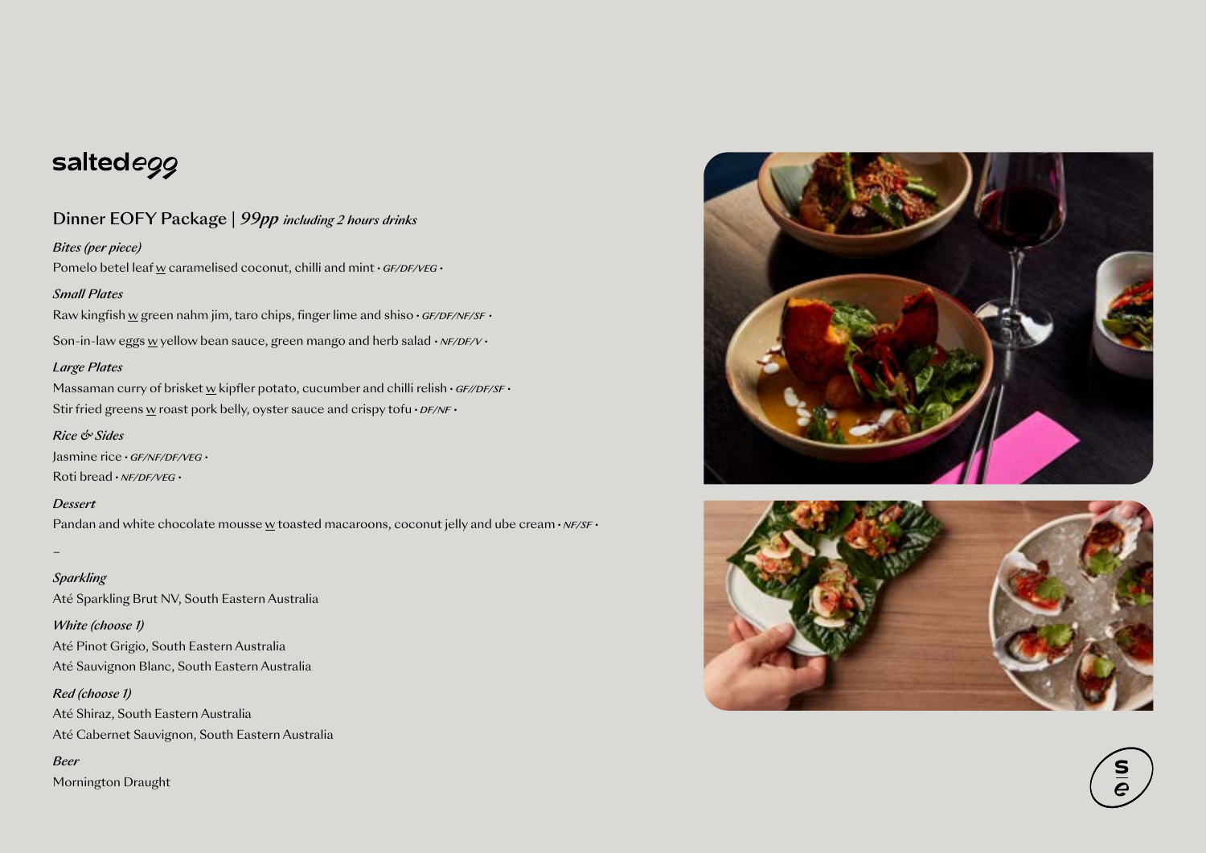# saltedegg

## Dinner EOFY Package | *99pp* *including 2 hours drinks*

***Bites (per piece)***

Pomelo betel leaf w caramelised coconut, chilli and mint • *GF/DF/VEG* •

***Small Plates***

Raw kingfish w green nahm jim, taro chips, finger lime and shiso • *GF/DF/NF/SF* •

Son-in-law eggs w yellow bean sauce, green mango and herb salad • *NF/DF/V* •

***Large Plates***

Massaman curry of brisket w kipfler potato, cucumber and chilli relish • *GF//DF/SF* •

Stir fried greens w roast pork belly, oyster sauce and crispy tofu • *DF/NF* •

***Rice & Sides***

Jasmine rice • *GF/NF/DF/VEG* •

Roti bread • *NF/DF/VEG* •

***Dessert***

Pandan and white chocolate mousse w toasted macaroons, coconut jelly and ube cream • *NF/SF* •

–

***Sparkling***

Até Sparkling Brut NV, South Eastern Australia

***White (choose 1)***

Até Pinot Grigio, South Eastern Australia

Até Sauvignon Blanc, South Eastern Australia

***Red (choose 1)***

Até Shiraz, South Eastern Australia

Até Cabernet Sauvignon, South Eastern Australia

***Beer***

Mornington Draught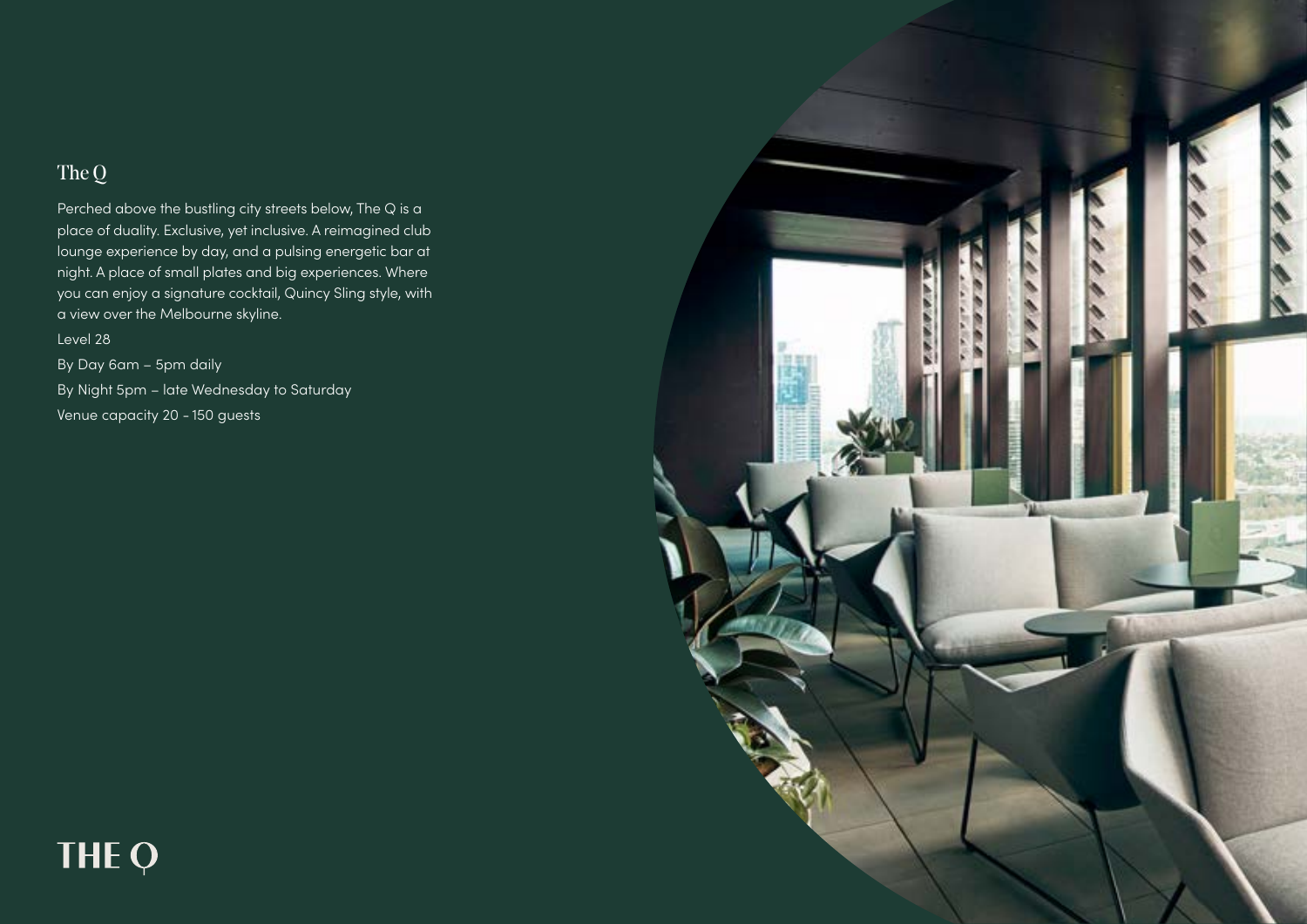## The Q

Perched above the bustling city streets below, The Q is a place of duality. Exclusive, yet inclusive. A reimagined club lounge experience by day, and a pulsing energetic bar at night. A place of small plates and big experiences. Where you can enjoy a signature cocktail, Quincy Sling style, with a view over the Melbourne skyline.

Level 28

By Day 6am – 5pm daily

By Night 5pm – late Wednesday to Saturday

Venue capacity 20 - 150 guests

**THE Q**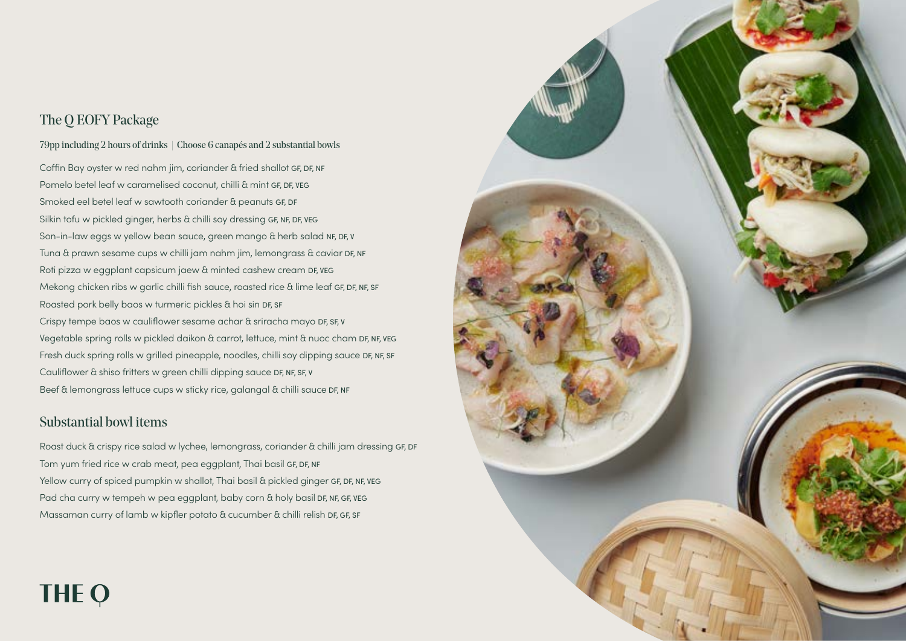## The Q EOFY Package

79pp including 2 hours of drinks | Choose 6 canapés and 2 substantial bowls

Coffin Bay oyster w red nahm jim, coriander & fried shallot GF, DF, NF
Pomelo betel leaf w caramelised coconut, chilli & mint GF, DF, VEG
Smoked eel betel leaf w sawtooth coriander & peanuts GF, DF
Silkin tofu w pickled ginger, herbs & chilli soy dressing GF, NF, DF, VEG
Son-in-law eggs w yellow bean sauce, green mango & herb salad NF, DF, V
Tuna & prawn sesame cups w chilli jam nahm jim, lemongrass & caviar DF, NF
Roti pizza w eggplant capsicum jaew & minted cashew cream DF, VEG
Mekong chicken ribs w garlic chilli fish sauce, roasted rice & lime leaf GF, DF, NF, SF
Roasted pork belly baos w turmeric pickles & hoi sin DF, SF
Crispy tempe baos w cauliflower sesame achar & sriracha mayo DF, SF, V
Vegetable spring rolls w pickled daikon & carrot, lettuce, mint & nuoc cham DF, NF, VEG
Fresh duck spring rolls w grilled pineapple, noodles, chilli soy dipping sauce DF, NF, SF
Cauliflower & shiso fritters w green chilli dipping sauce DF, NF, SF, V
Beef & lemongrass lettuce cups w sticky rice, galangal & chilli sauce DF, NF

## Substantial bowl items

Roast duck & crispy rice salad w lychee, lemongrass, coriander & chilli jam dressing GF, DF
Tom yum fried rice w crab meat, pea eggplant, Thai basil GF, DF, NF
Yellow curry of spiced pumpkin w shallot, Thai basil & pickled ginger GF, DF, NF, VEG
Pad cha curry w tempeh w pea eggplant, baby corn & holy basil DF, NF, GF, VEG
Massaman curry of lamb w kipfler potato & cucumber & chilli relish DF, GF, SF

THE Q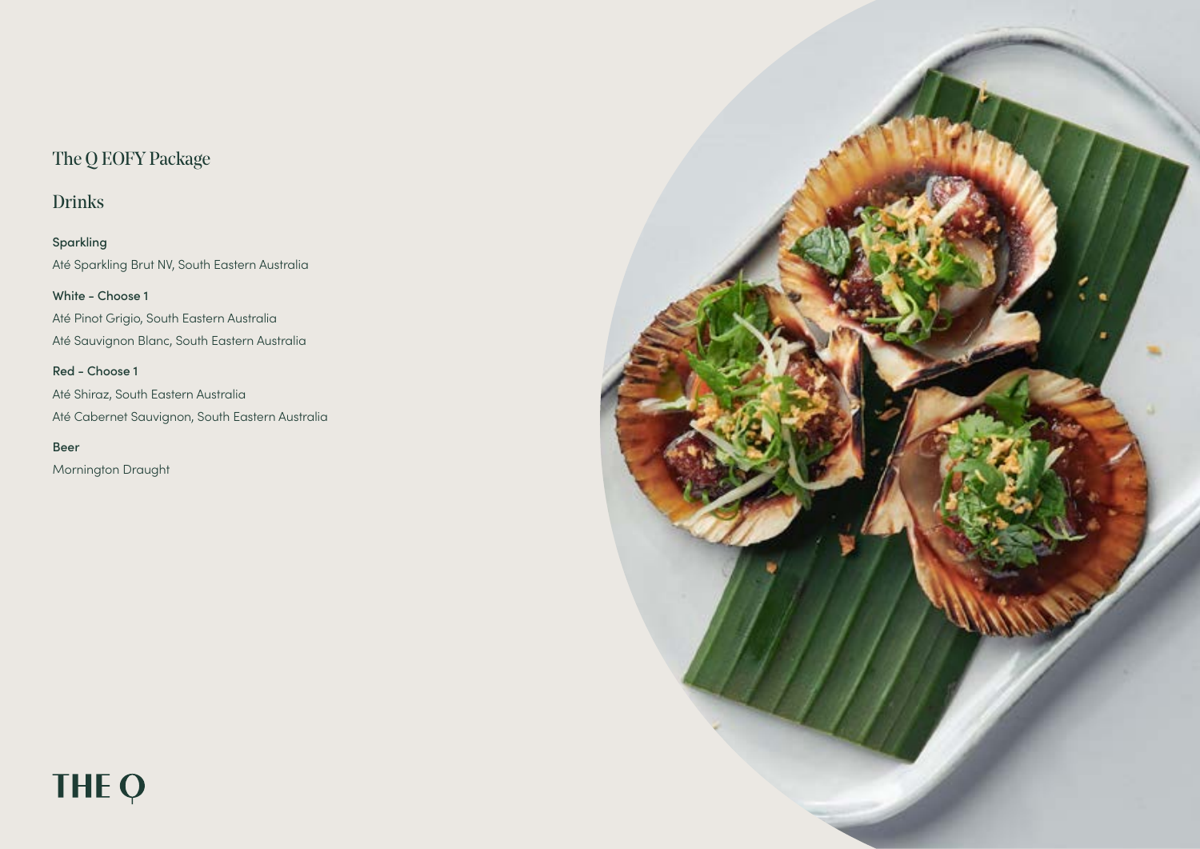# The Q EOFY Package

## Drinks

**Sparkling**
Até Sparkling Brut NV, South Eastern Australia

**White - Choose 1**
Até Pinot Grigio, South Eastern Australia
Até Sauvignon Blanc, South Eastern Australia

**Red - Choose 1**
Até Shiraz, South Eastern Australia
Até Cabernet Sauvignon, South Eastern Australia

**Beer**
Mornington Draught

THE Q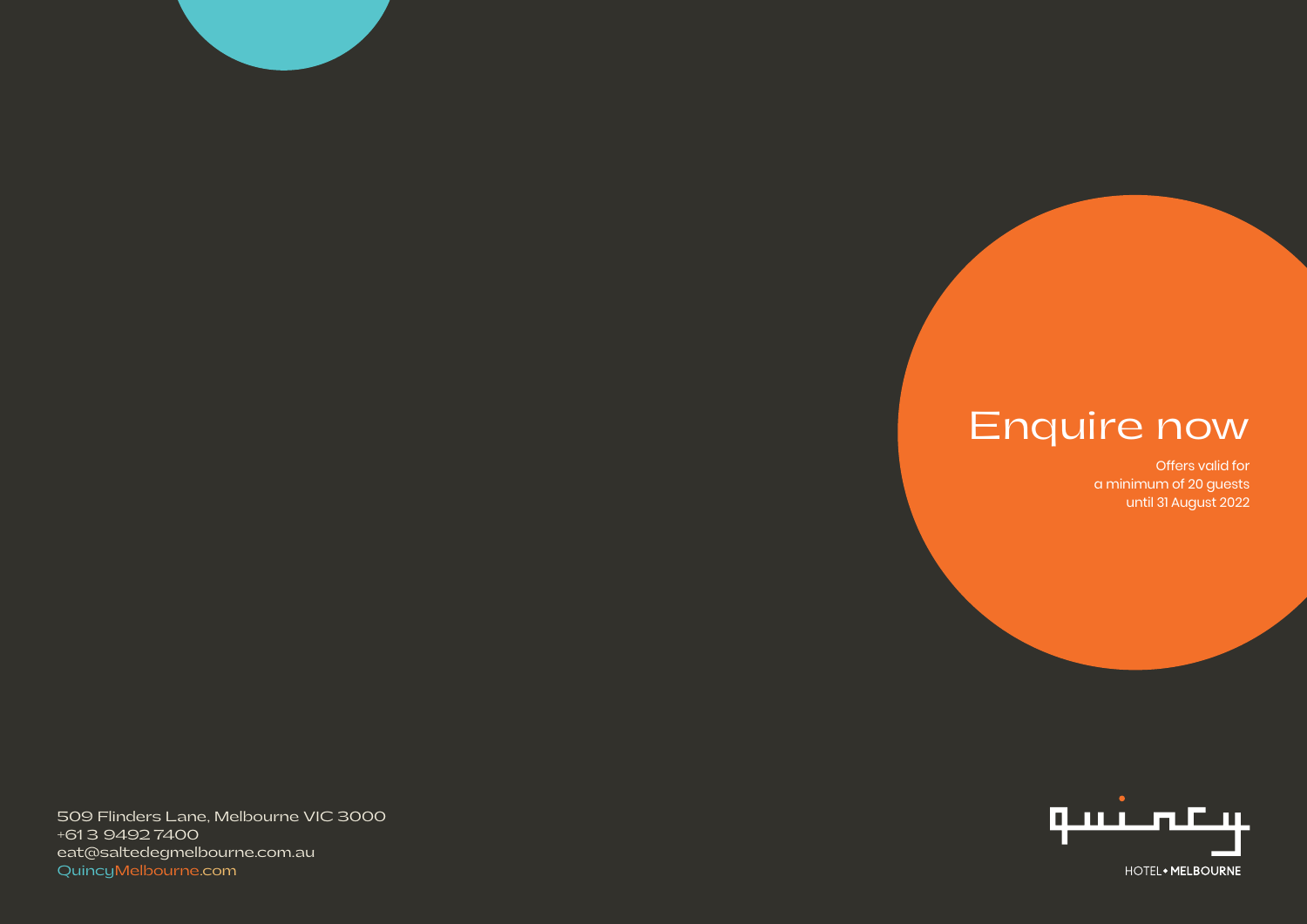# Enquire now

Offers valid for
a minimum of 20 guests
until 31 August 2022

509 Flinders Lane, Melbourne VIC 3000
+61 3 9492 7400
eat@saltedegmelbourne.com.au
QuincyMelbourne.com

quincy
HOTEL • MELBOURNE